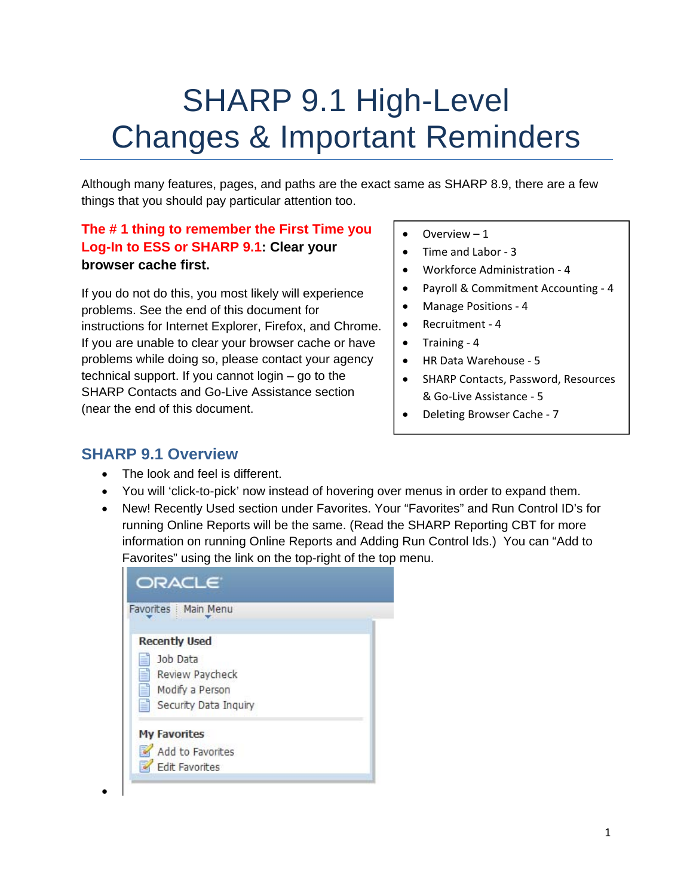# SHARP 9.1 High-Level Changes & Important Reminders

Although many features, pages, and paths are the exact same as SHARP 8.9, there are a few things that you should pay particular attention too.

**The # 1 thing to remember the First Time you Log-In to ESS or SHARP 9.1: Clear your browser cache first.**

If you do not do this, you most likely will experience problems. See the end of this document for instructions for Internet Explorer, Firefox, and Chrome. If you are unable to clear your browser cache or have problems while doing so, please contact your agency technical support. If you cannot login – go to the SHARP Contacts and Go-Live Assistance section (near the end of this document.

- Overview – 1
- Time and Labor - 3
- Workforce Administration - 4
- Payroll & Commitment Accounting - 4
- Manage Positions - 4
- Recruitment - 4
- Training - 4
- HR Data Warehouse - 5
- SHARP Contacts, Password, Resources & Go-Live Assistance - 5
- Deleting Browser Cache - 7

## SHARP 9.1 Overview

- The look and feel is different.
- You will 'click-to-pick' now instead of hovering over menus in order to expand them.
- New! Recently Used section under Favorites. Your "Favorites" and Run Control ID's for running Online Reports will be the same. (Read the SHARP Reporting CBT for more information on running Online Reports and Adding Run Control Ids.) You can "Add to Favorites" using the link on the top-right of the top menu.

ORACLE

Favorites | Main Menu

**Recently Used**
- Job Data
- Review Paycheck
- Modify a Person
- Security Data Inquiry

**My Favorites**
- Add to Favorites
- Edit Favorites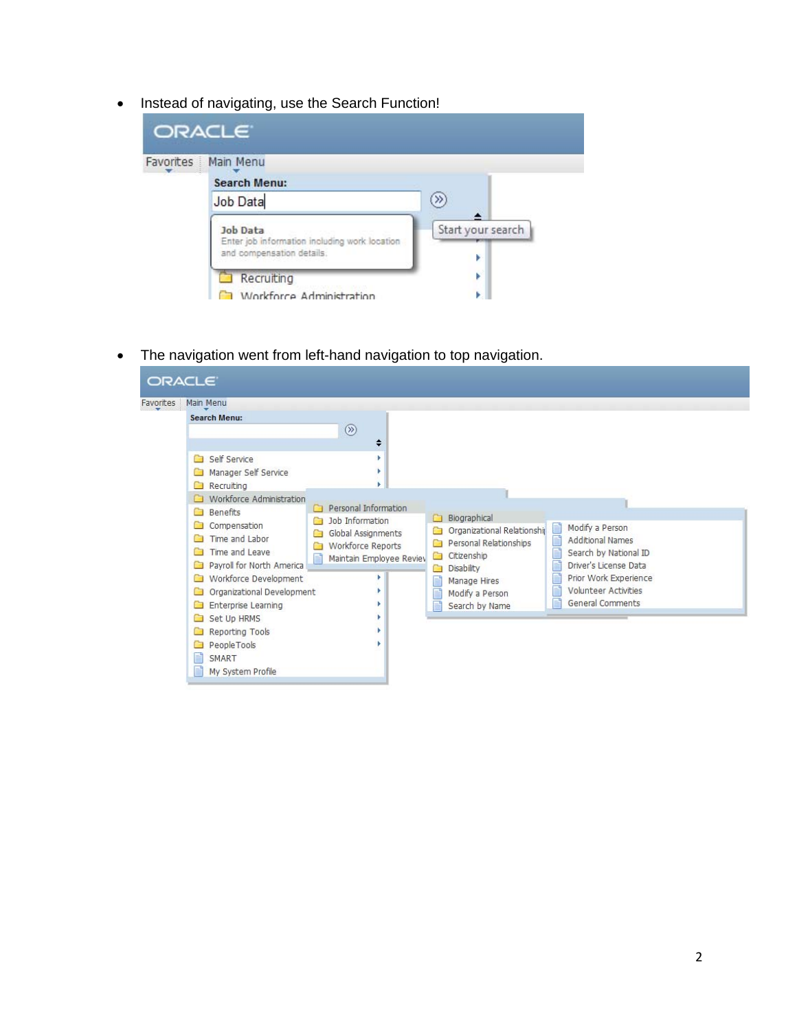- Instead of navigating, use the Search Function!

- The navigation went from left-hand navigation to top navigation.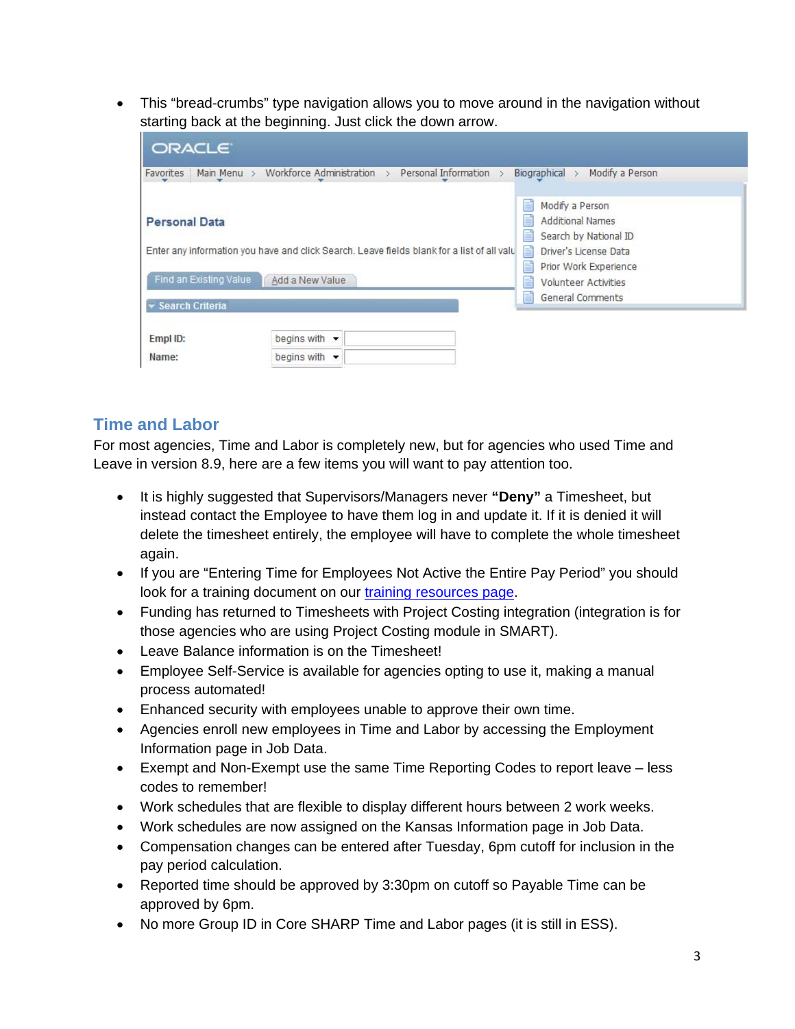- This "bread-crumbs" type navigation allows you to move around in the navigation without starting back at the beginning. Just click the down arrow.

## Time and Labor

For most agencies, Time and Labor is completely new, but for agencies who used Time and Leave in version 8.9, here are a few items you will want to pay attention too.

- It is highly suggested that Supervisors/Managers never **"Deny"** a Timesheet, but instead contact the Employee to have them log in and update it. If it is denied it will delete the timesheet entirely, the employee will have to complete the whole timesheet again.
- If you are "Entering Time for Employees Not Active the Entire Pay Period" you should look for a training document on our training resources page.
- Funding has returned to Timesheets with Project Costing integration (integration is for those agencies who are using Project Costing module in SMART).
- Leave Balance information is on the Timesheet!
- Employee Self-Service is available for agencies opting to use it, making a manual process automated!
- Enhanced security with employees unable to approve their own time.
- Agencies enroll new employees in Time and Labor by accessing the Employment Information page in Job Data.
- Exempt and Non-Exempt use the same Time Reporting Codes to report leave – less codes to remember!
- Work schedules that are flexible to display different hours between 2 work weeks.
- Work schedules are now assigned on the Kansas Information page in Job Data.
- Compensation changes can be entered after Tuesday, 6pm cutoff for inclusion in the pay period calculation.
- Reported time should be approved by 3:30pm on cutoff so Payable Time can be approved by 6pm.
- No more Group ID in Core SHARP Time and Labor pages (it is still in ESS).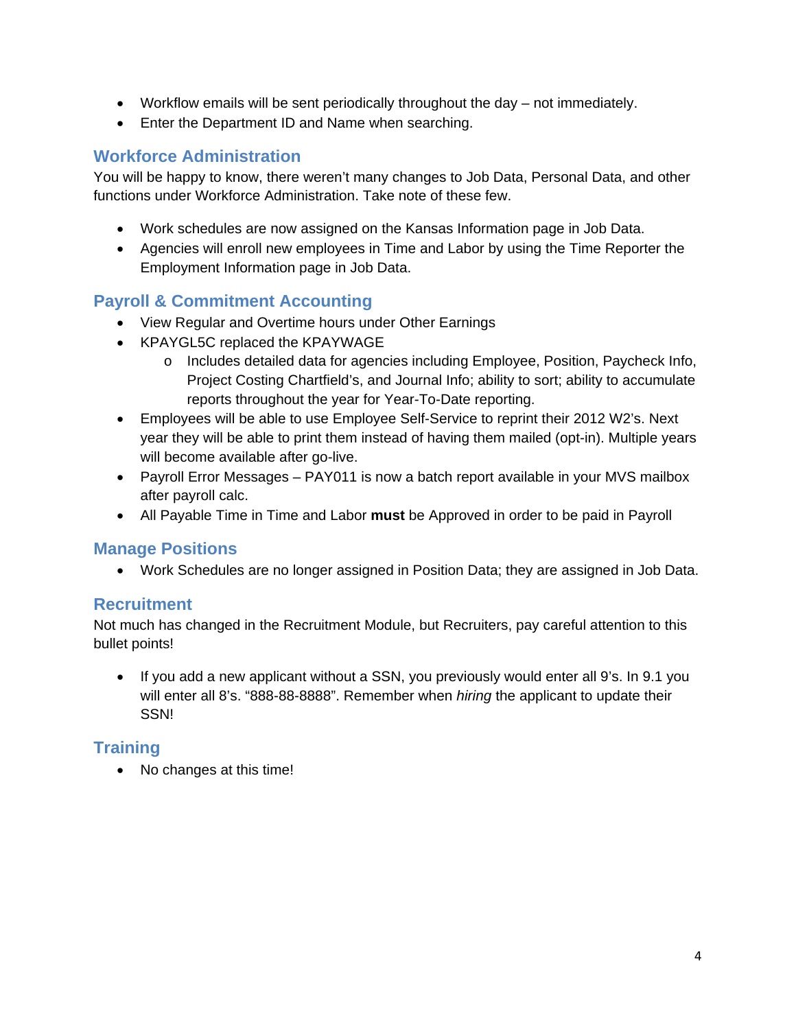- Workflow emails will be sent periodically throughout the day – not immediately.
- Enter the Department ID and Name when searching.

## Workforce Administration

You will be happy to know, there weren't many changes to Job Data, Personal Data, and other functions under Workforce Administration. Take note of these few.

- Work schedules are now assigned on the Kansas Information page in Job Data.
- Agencies will enroll new employees in Time and Labor by using the Time Reporter the Employment Information page in Job Data.

## Payroll & Commitment Accounting

- View Regular and Overtime hours under Other Earnings
- KPAYGL5C replaced the KPAYWAGE
  - Includes detailed data for agencies including Employee, Position, Paycheck Info, Project Costing Chartfield's, and Journal Info; ability to sort; ability to accumulate reports throughout the year for Year-To-Date reporting.
- Employees will be able to use Employee Self-Service to reprint their 2012 W2's. Next year they will be able to print them instead of having them mailed (opt-in). Multiple years will become available after go-live.
- Payroll Error Messages – PAY011 is now a batch report available in your MVS mailbox after payroll calc.
- All Payable Time in Time and Labor **must** be Approved in order to be paid in Payroll

## Manage Positions

- Work Schedules are no longer assigned in Position Data; they are assigned in Job Data.

## Recruitment

Not much has changed in the Recruitment Module, but Recruiters, pay careful attention to this bullet points!

- If you add a new applicant without a SSN, you previously would enter all 9's. In 9.1 you will enter all 8's. "888-88-8888". Remember when *hiring* the applicant to update their SSN!

## Training

- No changes at this time!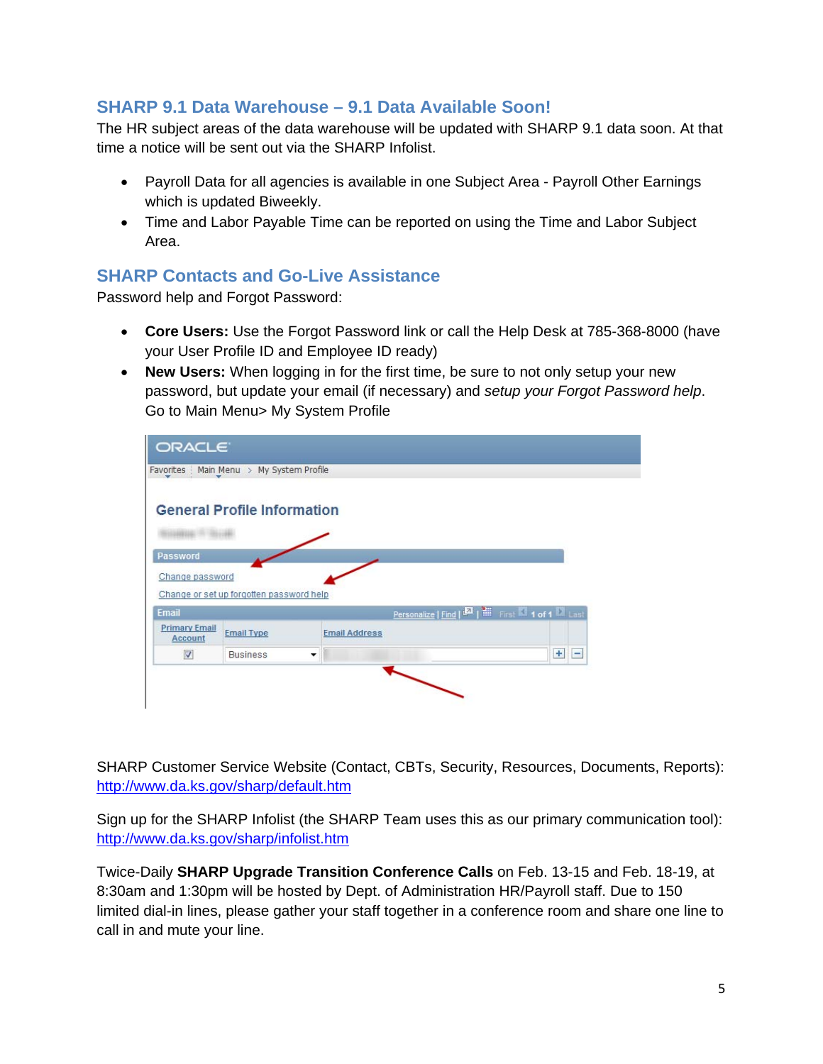## SHARP 9.1 Data Warehouse – 9.1 Data Available Soon!

The HR subject areas of the data warehouse will be updated with SHARP 9.1 data soon. At that time a notice will be sent out via the SHARP Infolist.

- Payroll Data for all agencies is available in one Subject Area - Payroll Other Earnings which is updated Biweekly.
- Time and Labor Payable Time can be reported on using the Time and Labor Subject Area.

## SHARP Contacts and Go-Live Assistance

Password help and Forgot Password:

- **Core Users:** Use the Forgot Password link or call the Help Desk at 785-368-8000 (have your User Profile ID and Employee ID ready)
- **New Users:** When logging in for the first time, be sure to not only setup your new password, but update your email (if necessary) and *setup your Forgot Password help*. Go to Main Menu> My System Profile

SHARP Customer Service Website (Contact, CBTs, Security, Resources, Documents, Reports): http://www.da.ks.gov/sharp/default.htm

Sign up for the SHARP Infolist (the SHARP Team uses this as our primary communication tool): http://www.da.ks.gov/sharp/infolist.htm

Twice-Daily **SHARP Upgrade Transition Conference Calls** on Feb. 13-15 and Feb. 18-19, at 8:30am and 1:30pm will be hosted by Dept. of Administration HR/Payroll staff. Due to 150 limited dial-in lines, please gather your staff together in a conference room and share one line to call in and mute your line.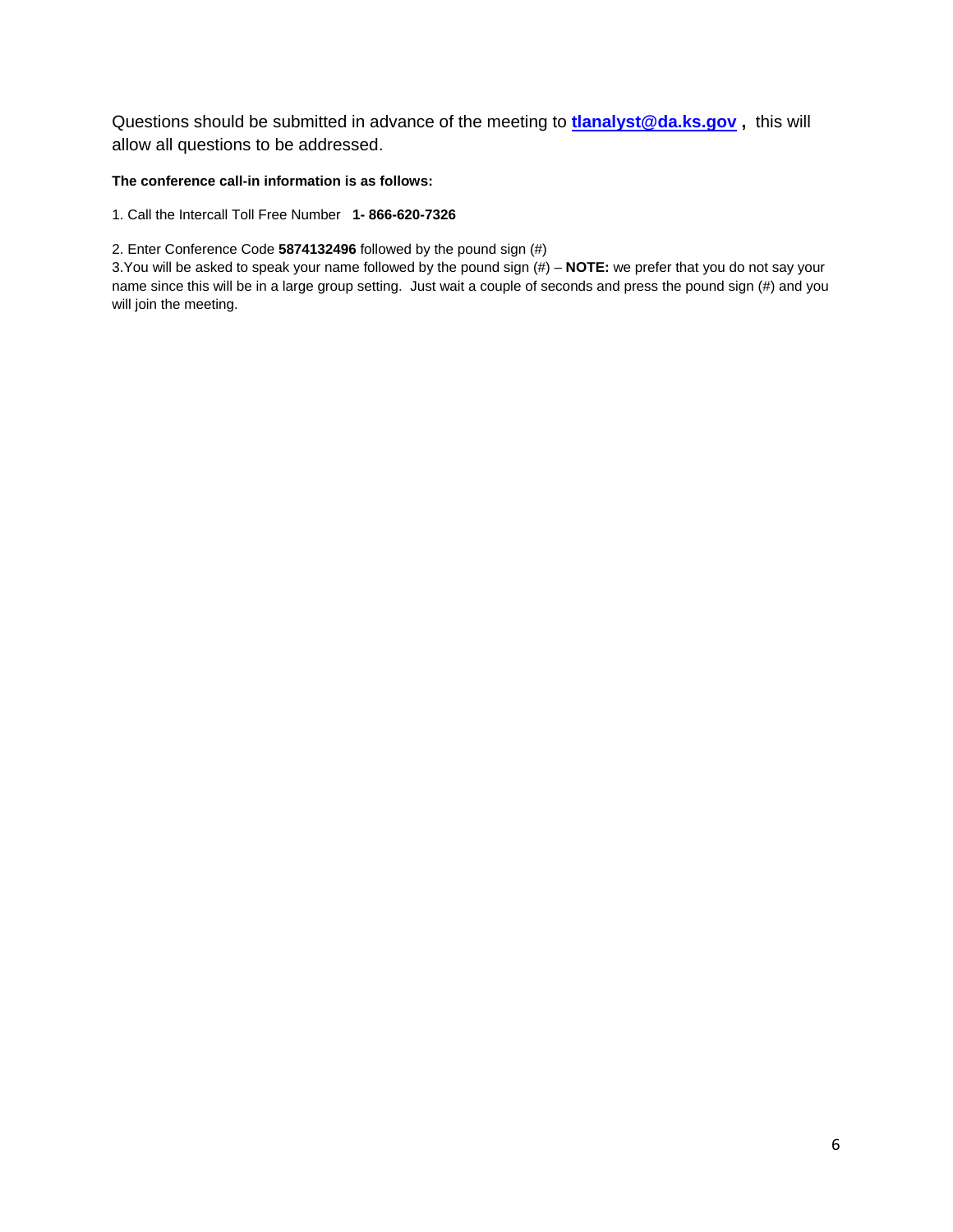Questions should be submitted in advance of the meeting to **tlanalyst@da.ks.gov** **,** this will allow all questions to be addressed.

**The conference call-in information is as follows:**

1. Call the Intercall Toll Free Number **1- 866-620-7326**

2. Enter Conference Code **5874132496** followed by the pound sign (#)
3.You will be asked to speak your name followed by the pound sign (#) – **NOTE:** we prefer that you do not say your name since this will be in a large group setting. Just wait a couple of seconds and press the pound sign (#) and you will join the meeting.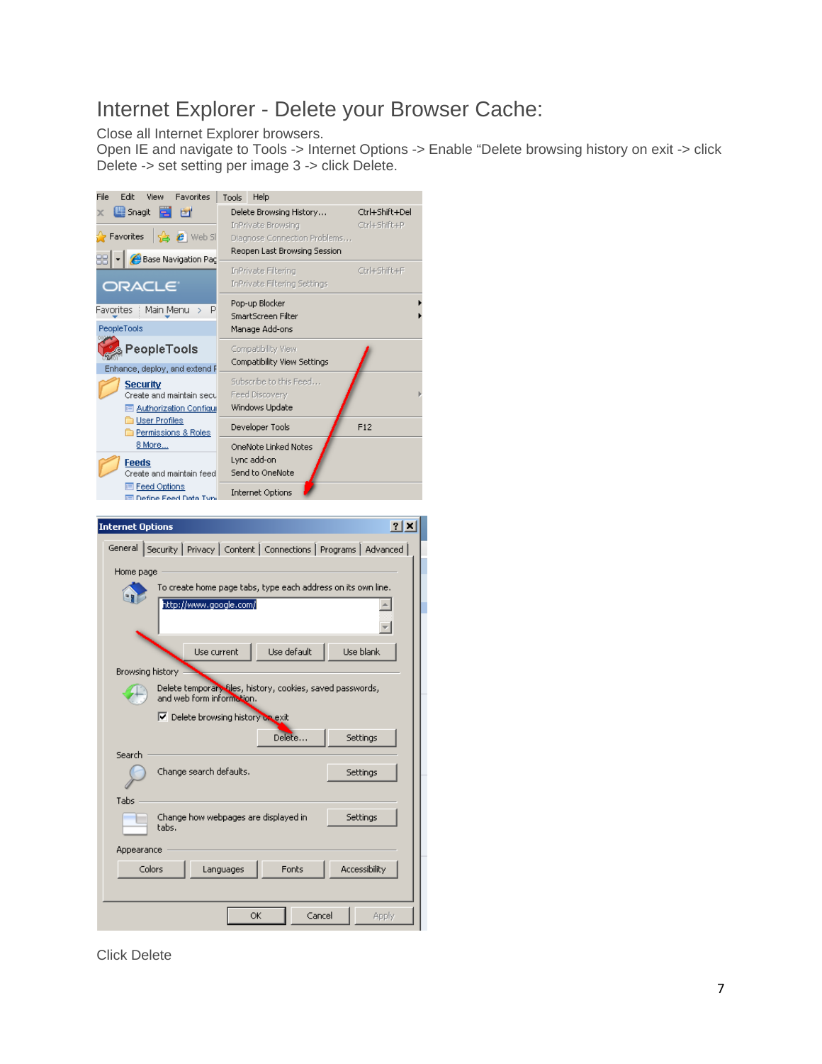# Internet Explorer - Delete your Browser Cache:

Close all Internet Explorer browsers.
Open IE and navigate to Tools -> Internet Options -> Enable “Delete browsing history on exit -> click Delete -> set setting per image 3 -> click Delete.

Click Delete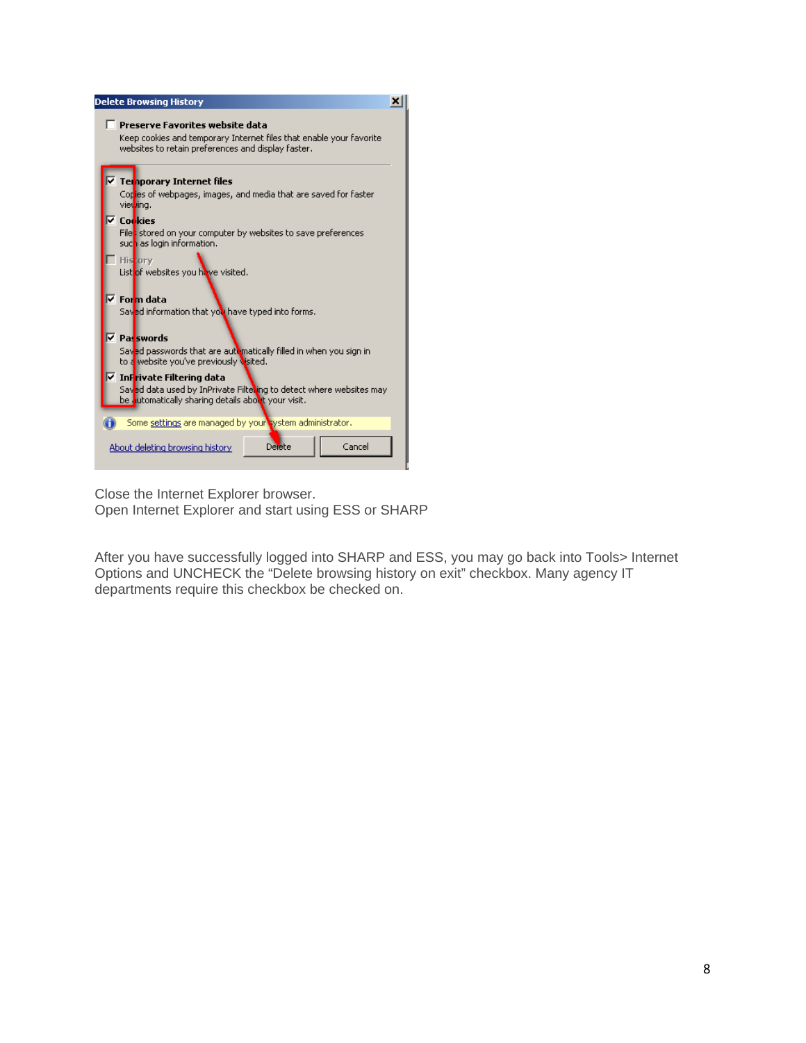Close the Internet Explorer browser.
Open Internet Explorer and start using ESS or SHARP

After you have successfully logged into SHARP and ESS, you may go back into Tools> Internet Options and UNCHECK the "Delete browsing history on exit" checkbox. Many agency IT departments require this checkbox be checked on.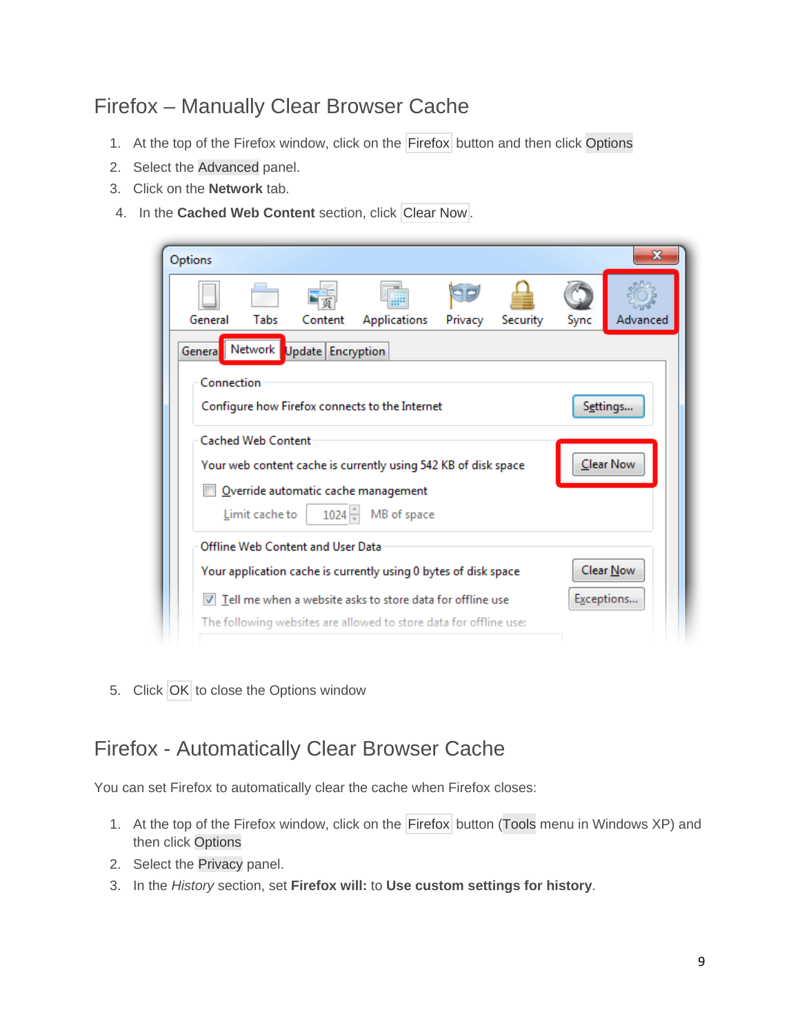## Firefox – Manually Clear Browser Cache

1. At the top of the Firefox window, click on the Firefox button and then click Options
2. Select the Advanced panel.
3. Click on the **Network** tab.
4. In the **Cached Web Content** section, click Clear Now.

5. Click OK to close the Options window

## Firefox - Automatically Clear Browser Cache

You can set Firefox to automatically clear the cache when Firefox closes:

1. At the top of the Firefox window, click on the Firefox button (Tools menu in Windows XP) and then click Options
2. Select the Privacy panel.
3. In the *History* section, set **Firefox will:** to **Use custom settings for history**.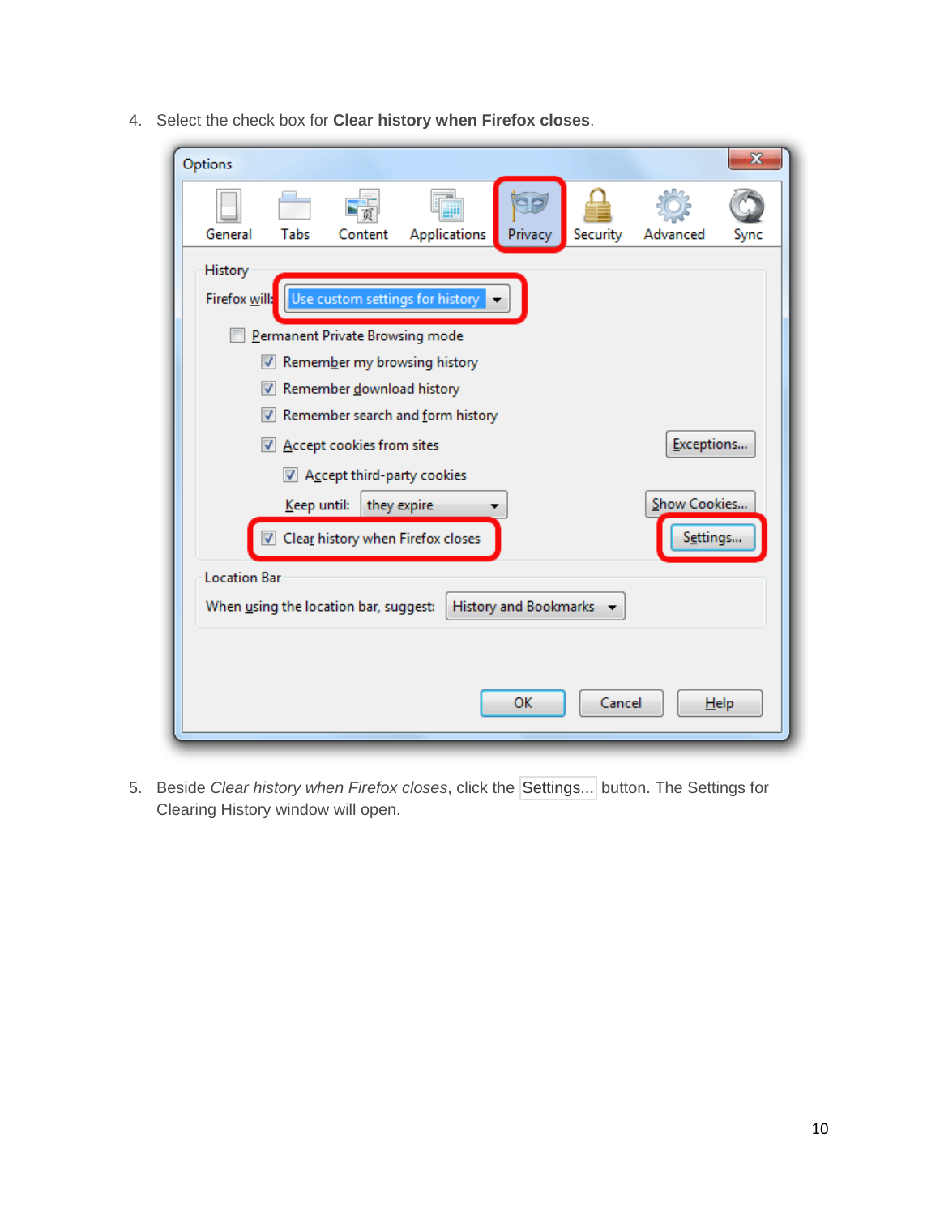4. Select the check box for **Clear history when Firefox closes**.

5. Beside *Clear history when Firefox closes*, click the Settings... button. The Settings for Clearing History window will open.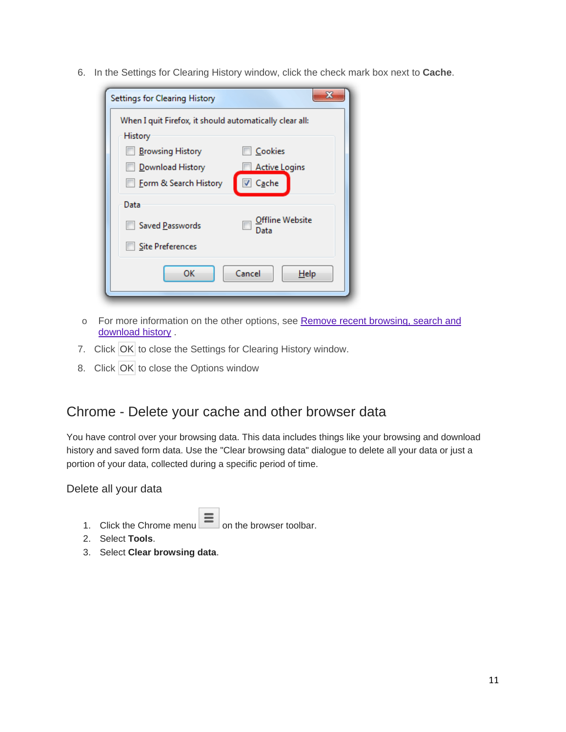6. In the Settings for Clearing History window, click the check mark box next to **Cache**.

   - For more information on the other options, see [Remove recent browsing, search and download history](#) .

7. Click OK to close the Settings for Clearing History window.
8. Click OK to close the Options window

## Chrome - Delete your cache and other browser data

You have control over your browsing data. This data includes things like your browsing and download history and saved form data. Use the "Clear browsing data" dialogue to delete all your data or just a portion of your data, collected during a specific period of time.

### Delete all your data

1. Click the Chrome menu ≡ on the browser toolbar.
2. Select **Tools**.
3. Select **Clear browsing data**.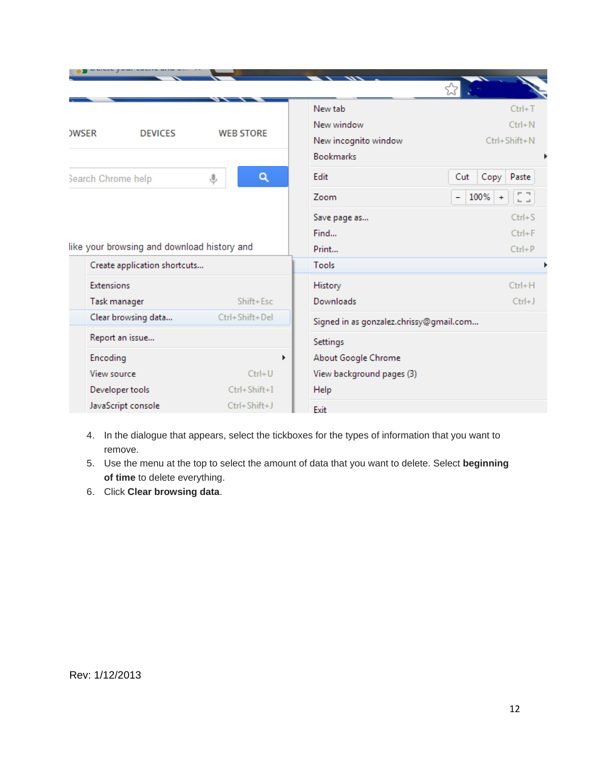4. In the dialogue that appears, select the tickboxes for the types of information that you want to remove.
5. Use the menu at the top to select the amount of data that you want to delete. Select **beginning of time** to delete everything.
6. Click **Clear browsing data**.

Rev: 1/12/2013